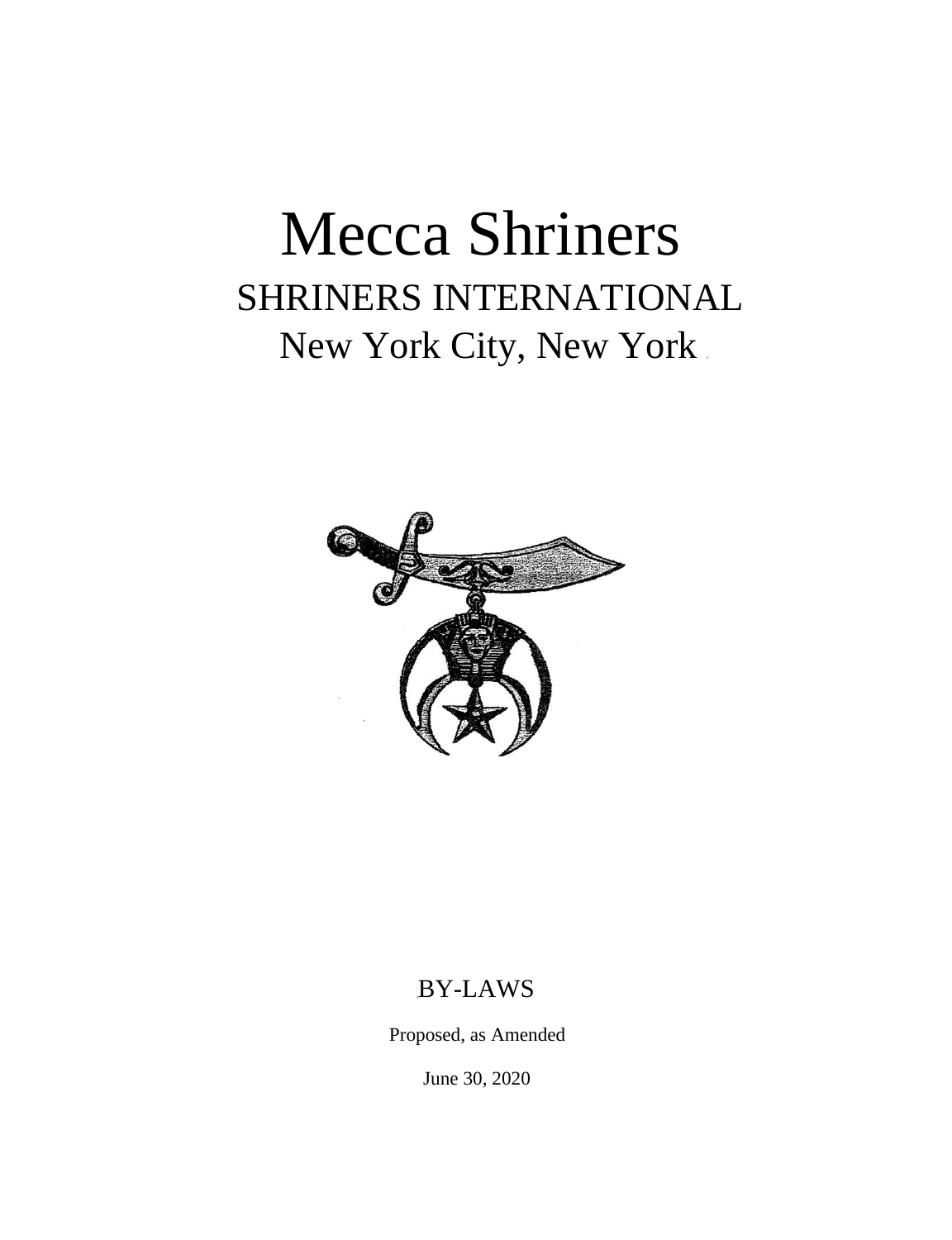# Mecca Shriners

## SHRINERS INTERNATIONAL

## New York City, New York

BY-LAWS

Proposed, as Amended

June 30, 2020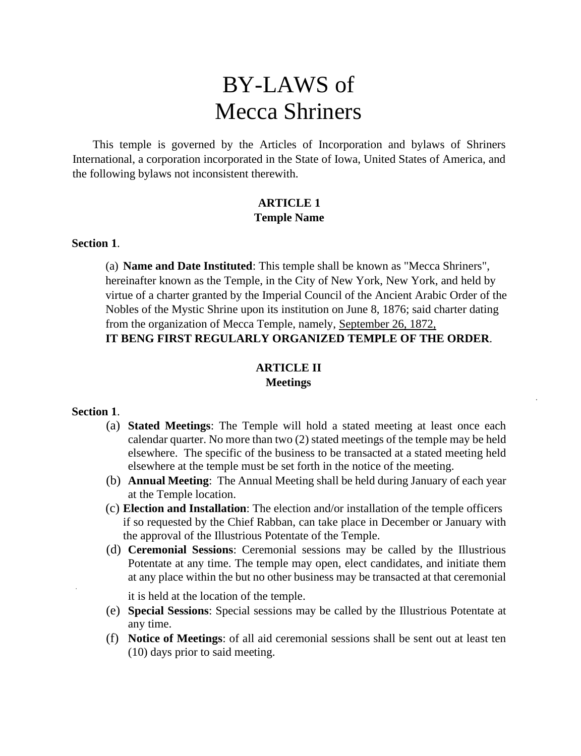# BY-LAWS of Mecca Shriners

This temple is governed by the Articles of Incorporation and bylaws of Shriners International, a corporation incorporated in the State of Iowa, United States of America, and the following bylaws not inconsistent therewith.

## ARTICLE 1
### Temple Name

**Section 1**.

(a) **Name and Date Instituted**: This temple shall be known as "Mecca Shriners", hereinafter known as the Temple, in the City of New York, New York, and held by virtue of a charter granted by the Imperial Council of the Ancient Arabic Order of the Nobles of the Mystic Shrine upon its institution on June 8, 1876; said charter dating from the organization of Mecca Temple, namely, <u>September 26, 1872,</u>
**IT BENG FIRST REGULARLY ORGANIZED TEMPLE OF THE ORDER**.

## ARTICLE II
### Meetings

**Section 1**.

(a) **Stated Meetings**: The Temple will hold a stated meeting at least once each calendar quarter. No more than two (2) stated meetings of the temple may be held elsewhere. The specific of the business to be transacted at a stated meeting held elsewhere at the temple must be set forth in the notice of the meeting.

(b) **Annual Meeting**: The Annual Meeting shall be held during January of each year at the Temple location.

(c) **Election and Installation**: The election and/or installation of the temple officers if so requested by the Chief Rabban, can take place in December or January with the approval of the Illustrious Potentate of the Temple.

(d) **Ceremonial Sessions**: Ceremonial sessions may be called by the Illustrious Potentate at any time. The temple may open, elect candidates, and initiate them at any place within the but no other business may be transacted at that ceremonial it is held at the location of the temple.

(e) **Special Sessions**: Special sessions may be called by the Illustrious Potentate at any time.

(f) **Notice of Meetings**: of all aid ceremonial sessions shall be sent out at least ten (10) days prior to said meeting.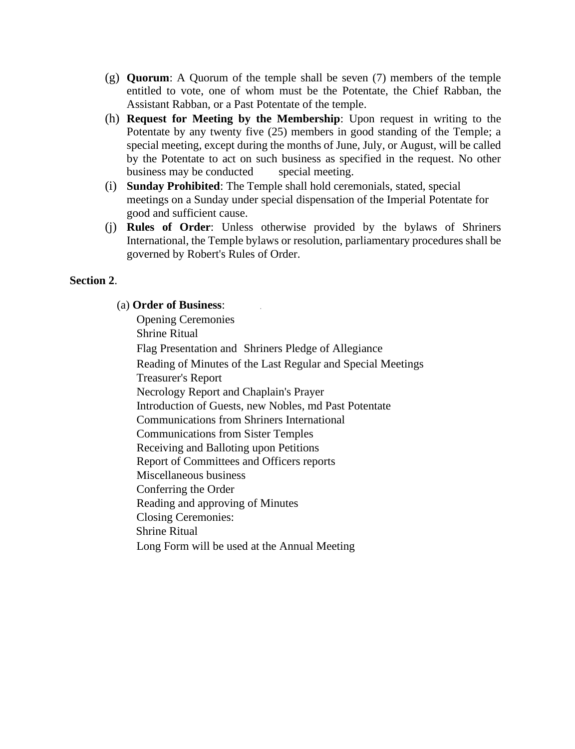(g) **Quorum**: A Quorum of the temple shall be seven (7) members of the temple entitled to vote, one of whom must be the Potentate, the Chief Rabban, the Assistant Rabban, or a Past Potentate of the temple.

(h) **Request for Meeting by the Membership**: Upon request in writing to the Potentate by any twenty five (25) members in good standing of the Temple; a special meeting, except during the months of June, July, or August, will be called by the Potentate to act on such business as specified in the request. No other business may be conducted special meeting.

(i) **Sunday Prohibited**: The Temple shall hold ceremonials, stated, special meetings on a Sunday under special dispensation of the Imperial Potentate for good and sufficient cause.

(j) **Rules of Order**: Unless otherwise provided by the bylaws of Shriners International, the Temple bylaws or resolution, parliamentary procedures shall be governed by Robert's Rules of Order.

**Section 2**.

(a) **Order of Business**:

Opening Ceremonies
Shrine Ritual
Flag Presentation and Shriners Pledge of Allegiance
Reading of Minutes of the Last Regular and Special Meetings
Treasurer's Report
Necrology Report and Chaplain's Prayer
Introduction of Guests, new Nobles, md Past Potentate
Communications from Shriners International
Communications from Sister Temples
Receiving and Balloting upon Petitions
Report of Committees and Officers reports
Miscellaneous business
Conferring the Order
Reading and approving of Minutes
Closing Ceremonies:
Shrine Ritual
Long Form will be used at the Annual Meeting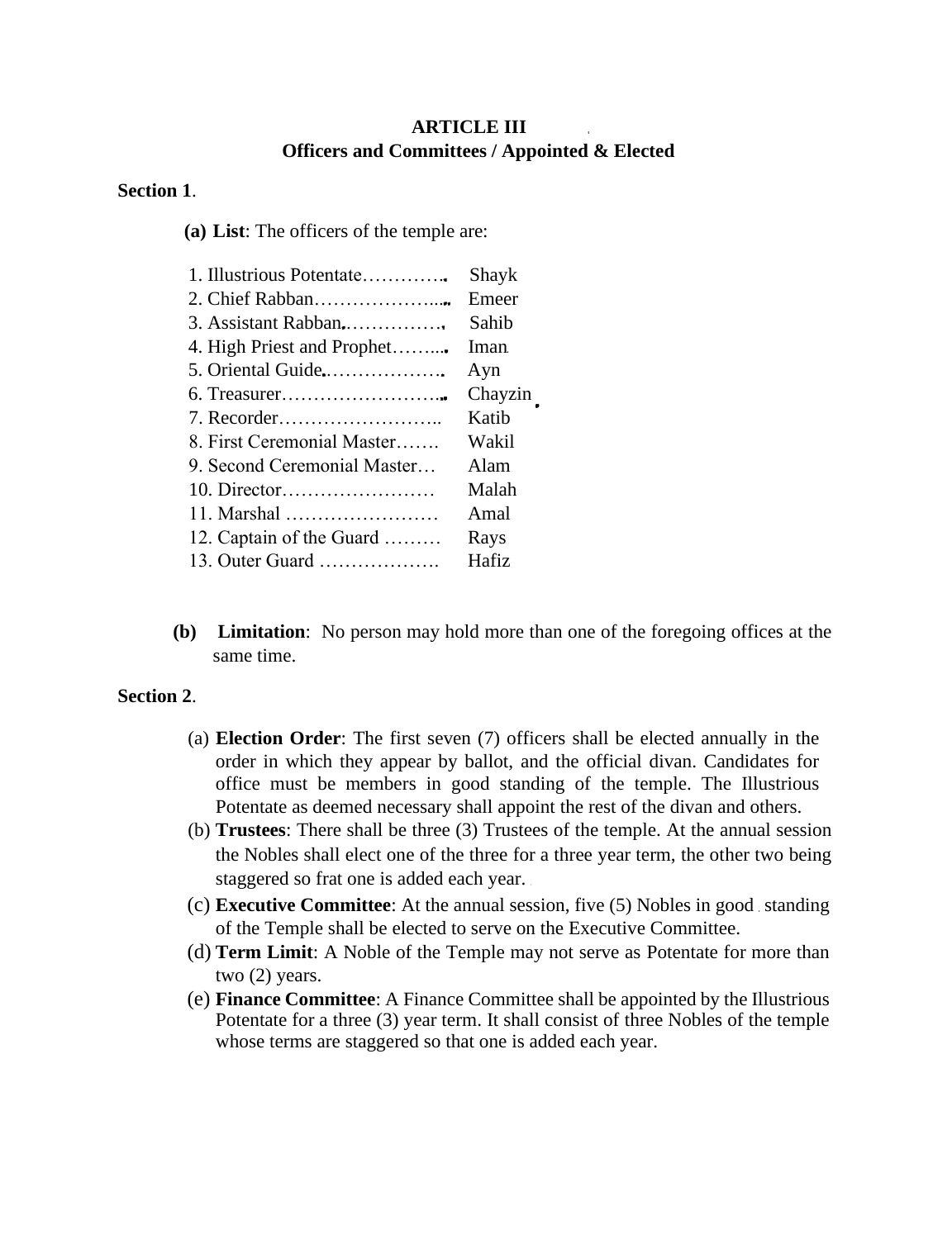# ARTICLE III
## Officers and Committees / Appointed & Elected

**Section 1**.

**(a) List**: The officers of the temple are:

1. Illustrious Potentate…………. Shayk
2. Chief Rabban……………….... Emeer
3. Assistant Rabban……………. Sahib
4. High Priest and Prophet…….... Iman
5. Oriental Guide………………. Ayn
6. Treasurer…………………….. Chayzin
7. Recorder…………………….. Katib
8. First Ceremonial Master……. Wakil
9. Second Ceremonial Master… Alam
10. Director…………………… Malah
11. Marshal …………………… Amal
12. Captain of the Guard ……… Rays
13. Outer Guard ………………. Hafiz

**(b) Limitation**: No person may hold more than one of the foregoing offices at the same time.

**Section 2**.

(a) **Election Order**: The first seven (7) officers shall be elected annually in the order in which they appear by ballot, and the official divan. Candidates for office must be members in good standing of the temple. The Illustrious Potentate as deemed necessary shall appoint the rest of the divan and others.

(b) **Trustees**: There shall be three (3) Trustees of the temple. At the annual session the Nobles shall elect one of the three for a three year term, the other two being staggered so frat one is added each year.

(c) **Executive Committee**: At the annual session, five (5) Nobles in good standing of the Temple shall be elected to serve on the Executive Committee.

(d) **Term Limit**: A Noble of the Temple may not serve as Potentate for more than two (2) years.

(e) **Finance Committee**: A Finance Committee shall be appointed by the Illustrious Potentate for a three (3) year term. It shall consist of three Nobles of the temple whose terms are staggered so that one is added each year.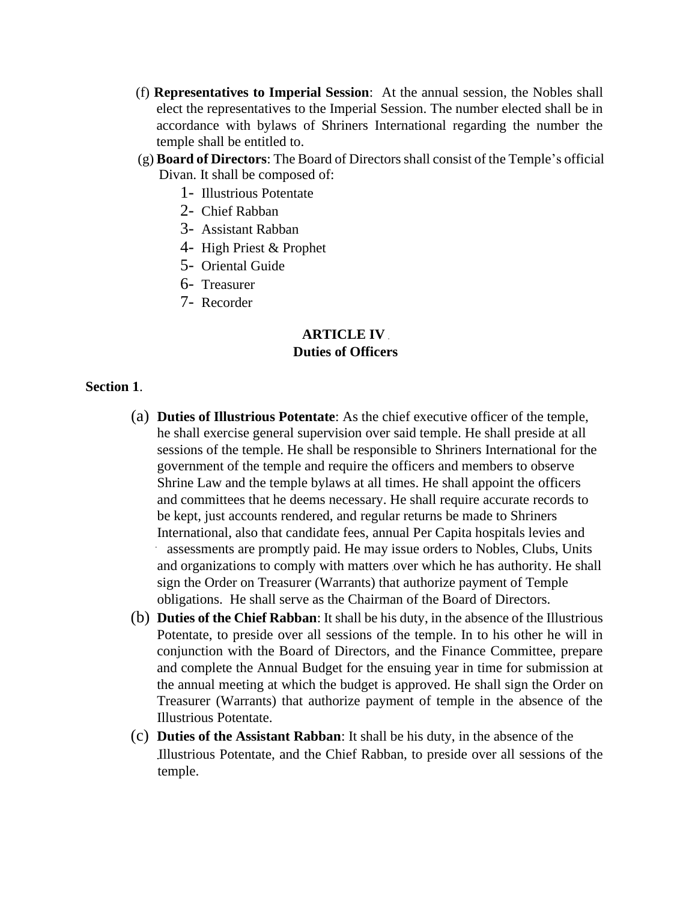(f) **Representatives to Imperial Session**: At the annual session, the Nobles shall elect the representatives to the Imperial Session. The number elected shall be in accordance with bylaws of Shriners International regarding the number the temple shall be entitled to.

(g) **Board of Directors**: The Board of Directors shall consist of the Temple's official Divan. It shall be composed of:

1- Illustrious Potentate
2- Chief Rabban
3- Assistant Rabban
4- High Priest & Prophet
5- Oriental Guide
6- Treasurer
7- Recorder

## ARTICLE IV
## Duties of Officers

**Section 1**.

(a) **Duties of Illustrious Potentate**: As the chief executive officer of the temple, he shall exercise general supervision over said temple. He shall preside at all sessions of the temple. He shall be responsible to Shriners International for the government of the temple and require the officers and members to observe Shrine Law and the temple bylaws at all times. He shall appoint the officers and committees that he deems necessary. He shall require accurate records to be kept, just accounts rendered, and regular returns be made to Shriners International, also that candidate fees, annual Per Capita hospitals levies and assessments are promptly paid. He may issue orders to Nobles, Clubs, Units and organizations to comply with matters over which he has authority. He shall sign the Order on Treasurer (Warrants) that authorize payment of Temple obligations. He shall serve as the Chairman of the Board of Directors.

(b) **Duties of the Chief Rabban**: It shall be his duty, in the absence of the Illustrious Potentate, to preside over all sessions of the temple. In to his other he will in conjunction with the Board of Directors, and the Finance Committee, prepare and complete the Annual Budget for the ensuing year in time for submission at the annual meeting at which the budget is approved. He shall sign the Order on Treasurer (Warrants) that authorize payment of temple in the absence of the Illustrious Potentate.

(c) **Duties of the Assistant Rabban**: It shall be his duty, in the absence of the Illustrious Potentate, and the Chief Rabban, to preside over all sessions of the temple.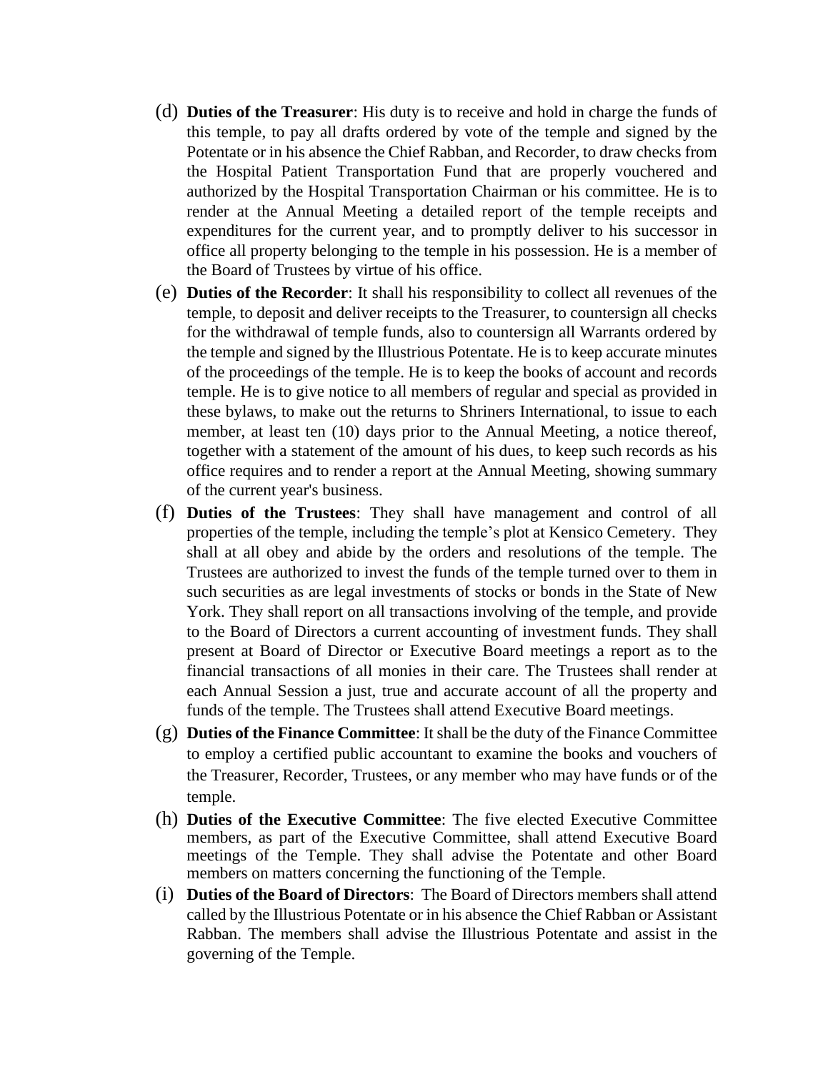(d) **Duties of the Treasurer**: His duty is to receive and hold in charge the funds of this temple, to pay all drafts ordered by vote of the temple and signed by the Potentate or in his absence the Chief Rabban, and Recorder, to draw checks from the Hospital Patient Transportation Fund that are properly vouchered and authorized by the Hospital Transportation Chairman or his committee. He is to render at the Annual Meeting a detailed report of the temple receipts and expenditures for the current year, and to promptly deliver to his successor in office all property belonging to the temple in his possession. He is a member of the Board of Trustees by virtue of his office.

(e) **Duties of the Recorder**: It shall his responsibility to collect all revenues of the temple, to deposit and deliver receipts to the Treasurer, to countersign all checks for the withdrawal of temple funds, also to countersign all Warrants ordered by the temple and signed by the Illustrious Potentate. He is to keep accurate minutes of the proceedings of the temple. He is to keep the books of account and records temple. He is to give notice to all members of regular and special as provided in these bylaws, to make out the returns to Shriners International, to issue to each member, at least ten (10) days prior to the Annual Meeting, a notice thereof, together with a statement of the amount of his dues, to keep such records as his office requires and to render a report at the Annual Meeting, showing summary of the current year's business.

(f) **Duties of the Trustees**: They shall have management and control of all properties of the temple, including the temple's plot at Kensico Cemetery. They shall at all obey and abide by the orders and resolutions of the temple. The Trustees are authorized to invest the funds of the temple turned over to them in such securities as are legal investments of stocks or bonds in the State of New York. They shall report on all transactions involving of the temple, and provide to the Board of Directors a current accounting of investment funds. They shall present at Board of Director or Executive Board meetings a report as to the financial transactions of all monies in their care. The Trustees shall render at each Annual Session a just, true and accurate account of all the property and funds of the temple. The Trustees shall attend Executive Board meetings.

(g) **Duties of the Finance Committee**: It shall be the duty of the Finance Committee to employ a certified public accountant to examine the books and vouchers of the Treasurer, Recorder, Trustees, or any member who may have funds or of the temple.

(h) **Duties of the Executive Committee**: The five elected Executive Committee members, as part of the Executive Committee, shall attend Executive Board meetings of the Temple. They shall advise the Potentate and other Board members on matters concerning the functioning of the Temple.

(i) **Duties of the Board of Directors**: The Board of Directors members shall attend called by the Illustrious Potentate or in his absence the Chief Rabban or Assistant Rabban. The members shall advise the Illustrious Potentate and assist in the governing of the Temple.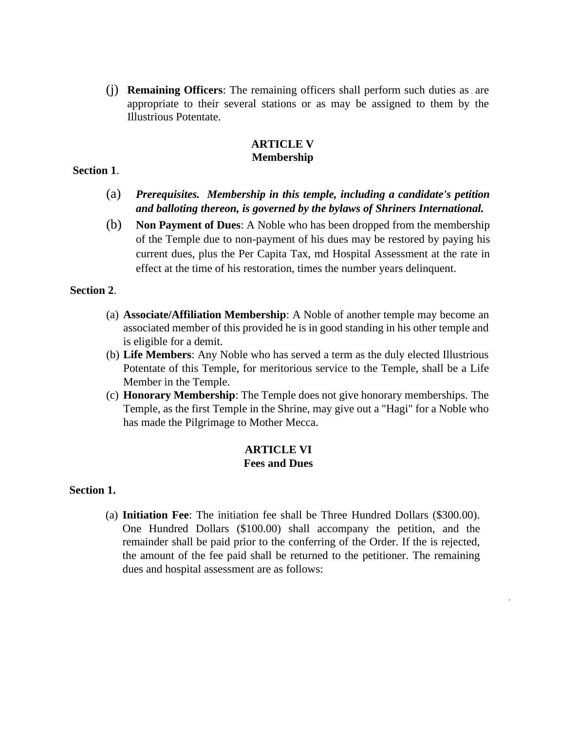(j) **Remaining Officers**: The remaining officers shall perform such duties as are appropriate to their several stations or as may be assigned to them by the Illustrious Potentate.

## ARTICLE V
## Membership

**Section 1**.

(a) ***Prerequisites. Membership in this temple, including a candidate's petition and balloting thereon, is governed by the bylaws of Shriners International.***

(b) **Non Payment of Dues**: A Noble who has been dropped from the membership of the Temple due to non-payment of his dues may be restored by paying his current dues, plus the Per Capita Tax, md Hospital Assessment at the rate in effect at the time of his restoration, times the number years delinquent.

**Section 2**.

(a) **Associate/Affiliation Membership**: A Noble of another temple may become an associated member of this provided he is in good standing in his other temple and is eligible for a demit.

(b) **Life Members**: Any Noble who has served a term as the duly elected Illustrious Potentate of this Temple, for meritorious service to the Temple, shall be a Life Member in the Temple.

(c) **Honorary Membership**: The Temple does not give honorary memberships. The Temple, as the first Temple in the Shrine, may give out a "Hagi" for a Noble who has made the Pilgrimage to Mother Mecca.

## ARTICLE VI
## Fees and Dues

**Section 1.**

(a) **Initiation Fee**: The initiation fee shall be Three Hundred Dollars ($300.00). One Hundred Dollars ($100.00) shall accompany the petition, and the remainder shall be paid prior to the conferring of the Order. If the is rejected, the amount of the fee paid shall be returned to the petitioner. The remaining dues and hospital assessment are as follows: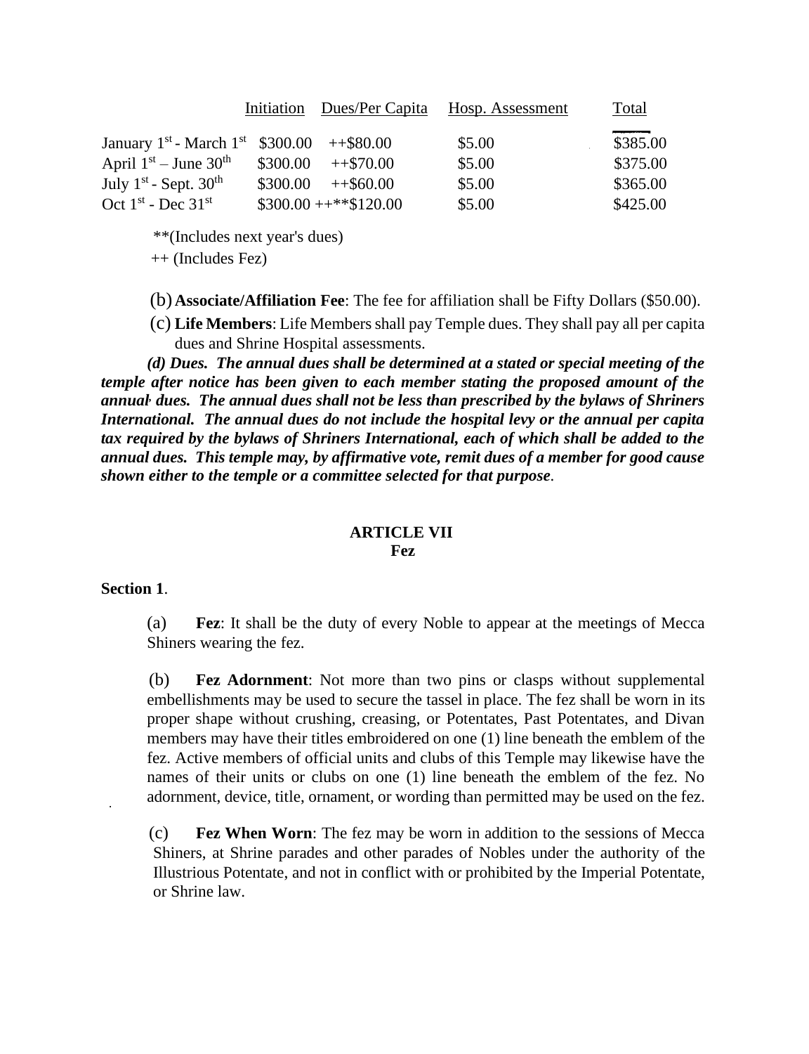| | Initiation | Dues/Per Capita | Hosp. Assessment | Total |
|---|---|---|---|---|
| January 1st - March 1st | $300.00 | ++$80.00 | $5.00 | $385.00 |
| April 1st – June 30th | $300.00 | ++$70.00 | $5.00 | $375.00 |
| July 1st - Sept. 30th | $300.00 | ++$60.00 | $5.00 | $365.00 |
| Oct 1st - Dec 31st | $300.00 | ++**$120.00 | $5.00 | $425.00 |

**(Includes next year's dues)

++ (Includes Fez)

(b) **Associate/Affiliation Fee**: The fee for affiliation shall be Fifty Dollars ($50.00).

(c) **Life Members**: Life Members shall pay Temple dues. They shall pay all per capita dues and Shrine Hospital assessments.

***(d) Dues. The annual dues shall be determined at a stated or special meeting of the temple after notice has been given to each member stating the proposed amount of the annual dues. The annual dues shall not be less than prescribed by the bylaws of Shriners International. The annual dues do not include the hospital levy or the annual per capita tax required by the bylaws of Shriners International, each of which shall be added to the annual dues. This temple may, by affirmative vote, remit dues of a member for good cause shown either to the temple or a committee selected for that purpose***.

## ARTICLE VII
## Fez

**Section 1**.

(a) **Fez**: It shall be the duty of every Noble to appear at the meetings of Mecca Shiners wearing the fez.

(b) **Fez Adornment**: Not more than two pins or clasps without supplemental embellishments may be used to secure the tassel in place. The fez shall be worn in its proper shape without crushing, creasing, or Potentates, Past Potentates, and Divan members may have their titles embroidered on one (1) line beneath the emblem of the fez. Active members of official units and clubs of this Temple may likewise have the names of their units or clubs on one (1) line beneath the emblem of the fez. No adornment, device, title, ornament, or wording than permitted may be used on the fez.

(c) **Fez When Worn**: The fez may be worn in addition to the sessions of Mecca Shiners, at Shrine parades and other parades of Nobles under the authority of the Illustrious Potentate, and not in conflict with or prohibited by the Imperial Potentate, or Shrine law.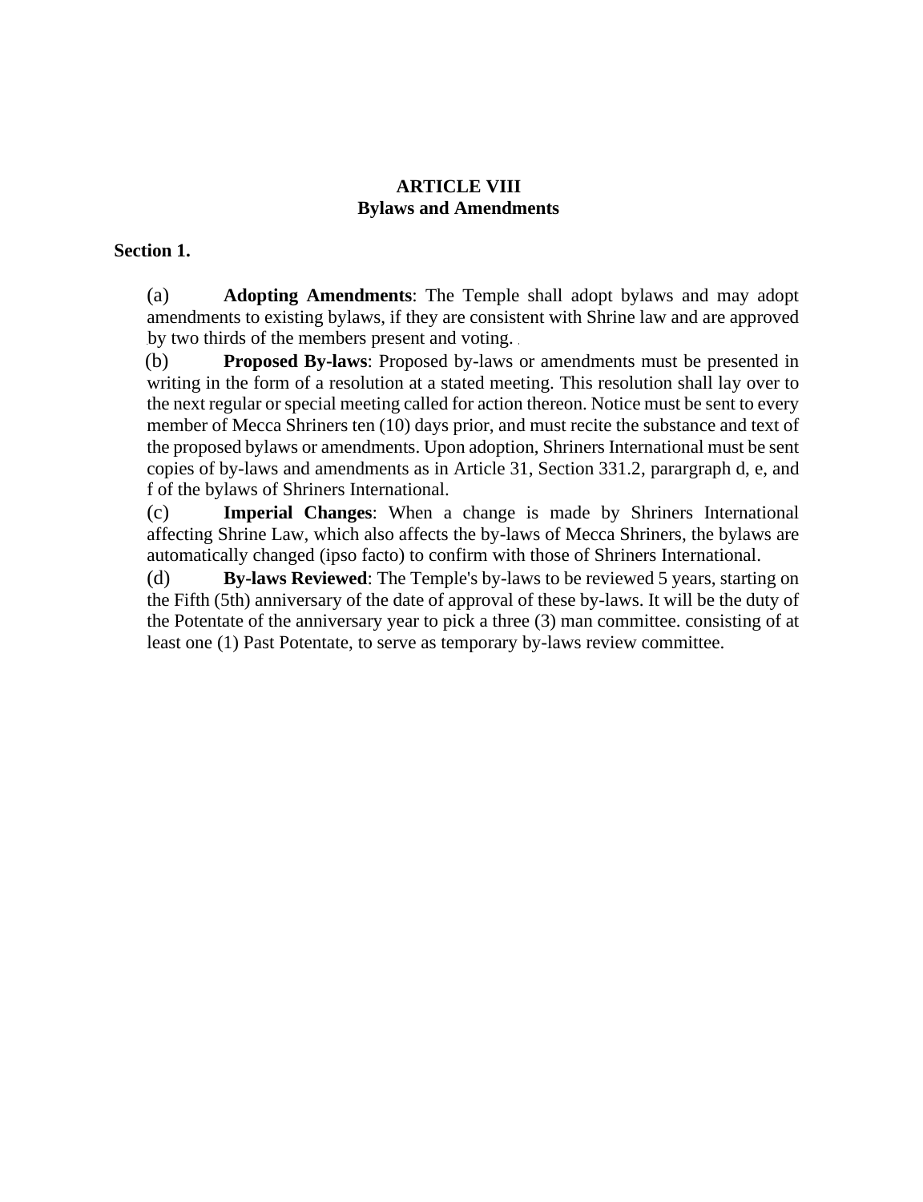**ARTICLE VIII**
**Bylaws and Amendments**

**Section 1.**

(a) **Adopting Amendments**: The Temple shall adopt bylaws and may adopt amendments to existing bylaws, if they are consistent with Shrine law and are approved by two thirds of the members present and voting.

(b) **Proposed By-laws**: Proposed by-laws or amendments must be presented in writing in the form of a resolution at a stated meeting. This resolution shall lay over to the next regular or special meeting called for action thereon. Notice must be sent to every member of Mecca Shriners ten (10) days prior, and must recite the substance and text of the proposed bylaws or amendments. Upon adoption, Shriners International must be sent copies of by-laws and amendments as in Article 31, Section 331.2, parargraph d, e, and f of the bylaws of Shriners International.

(c) **Imperial Changes**: When a change is made by Shriners International affecting Shrine Law, which also affects the by-laws of Mecca Shriners, the bylaws are automatically changed (ipso facto) to confirm with those of Shriners International.

(d) **By-laws Reviewed**: The Temple's by-laws to be reviewed 5 years, starting on the Fifth (5th) anniversary of the date of approval of these by-laws. It will be the duty of the Potentate of the anniversary year to pick a three (3) man committee. consisting of at least one (1) Past Potentate, to serve as temporary by-laws review committee.